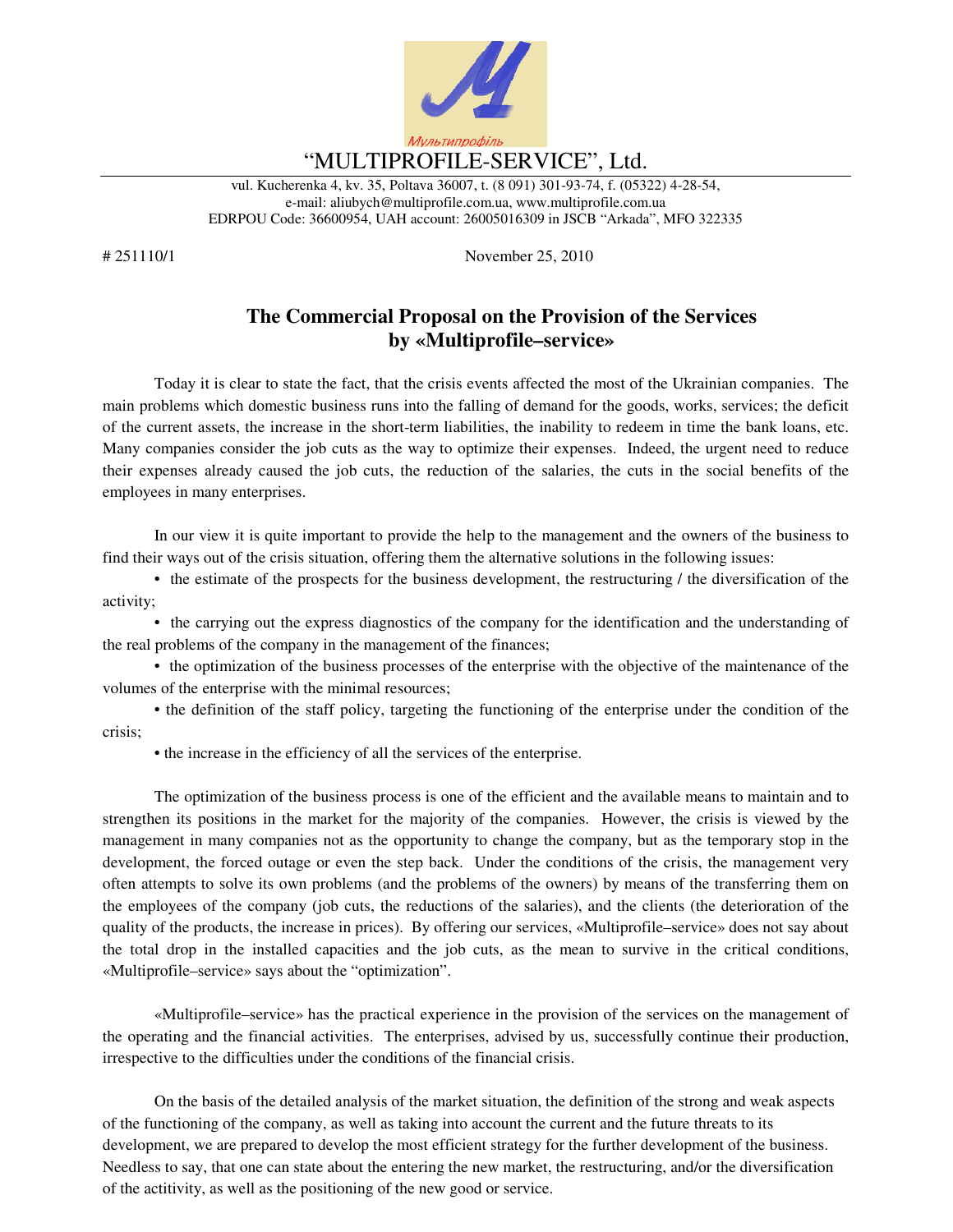Мультипрофіль

# "MULTIPROFILE-SERVICE", Ltd.

vul. Kucherenka 4, kv. 35, Poltava 36007, t. (8 091) 301-93-74, f. (05322) 4-28-54,
e-mail: aliubych@multiprofile.com.ua, www.multiprofile.com.ua
EDRPOU Code: 36600954, UAH account: 26005016309 in JSCB "Arkada", MFO 322335

# 251110/1 November 25, 2010

## The Commercial Proposal on the Provision of the Services by «Multiprofile–service»

Today it is clear to state the fact, that the crisis events affected the most of the Ukrainian companies. The main problems which domestic business runs into the falling of demand for the goods, works, services; the deficit of the current assets, the increase in the short-term liabilities, the inability to redeem in time the bank loans, etc. Many companies consider the job cuts as the way to optimize their expenses. Indeed, the urgent need to reduce their expenses already caused the job cuts, the reduction of the salaries, the cuts in the social benefits of the employees in many enterprises.

In our view it is quite important to provide the help to the management and the owners of the business to find their ways out of the crisis situation, offering them the alternative solutions in the following issues:

- the estimate of the prospects for the business development, the restructuring / the diversification of the activity;
- the carrying out the express diagnostics of the company for the identification and the understanding of the real problems of the company in the management of the finances;
- the optimization of the business processes of the enterprise with the objective of the maintenance of the volumes of the enterprise with the minimal resources;
- the definition of the staff policy, targeting the functioning of the enterprise under the condition of the crisis;
- the increase in the efficiency of all the services of the enterprise.

The optimization of the business process is one of the efficient and the available means to maintain and to strengthen its positions in the market for the majority of the companies. However, the crisis is viewed by the management in many companies not as the opportunity to change the company, but as the temporary stop in the development, the forced outage or even the step back. Under the conditions of the crisis, the management very often attempts to solve its own problems (and the problems of the owners) by means of the transferring them on the employees of the company (job cuts, the reductions of the salaries), and the clients (the deterioration of the quality of the products, the increase in prices). By offering our services, «Multiprofile–service» does not say about the total drop in the installed capacities and the job cuts, as the mean to survive in the critical conditions, «Multiprofile–service» says about the "optimization".

«Multiprofile–service» has the practical experience in the provision of the services on the management of the operating and the financial activities. The enterprises, advised by us, successfully continue their production, irrespective to the difficulties under the conditions of the financial crisis.

On the basis of the detailed analysis of the market situation, the definition of the strong and weak aspects of the functioning of the company, as well as taking into account the current and the future threats to its development, we are prepared to develop the most efficient strategy for the further development of the business. Needless to say, that one can state about the entering the new market, the restructuring, and/or the diversification of the actitivity, as well as the positioning of the new good or service.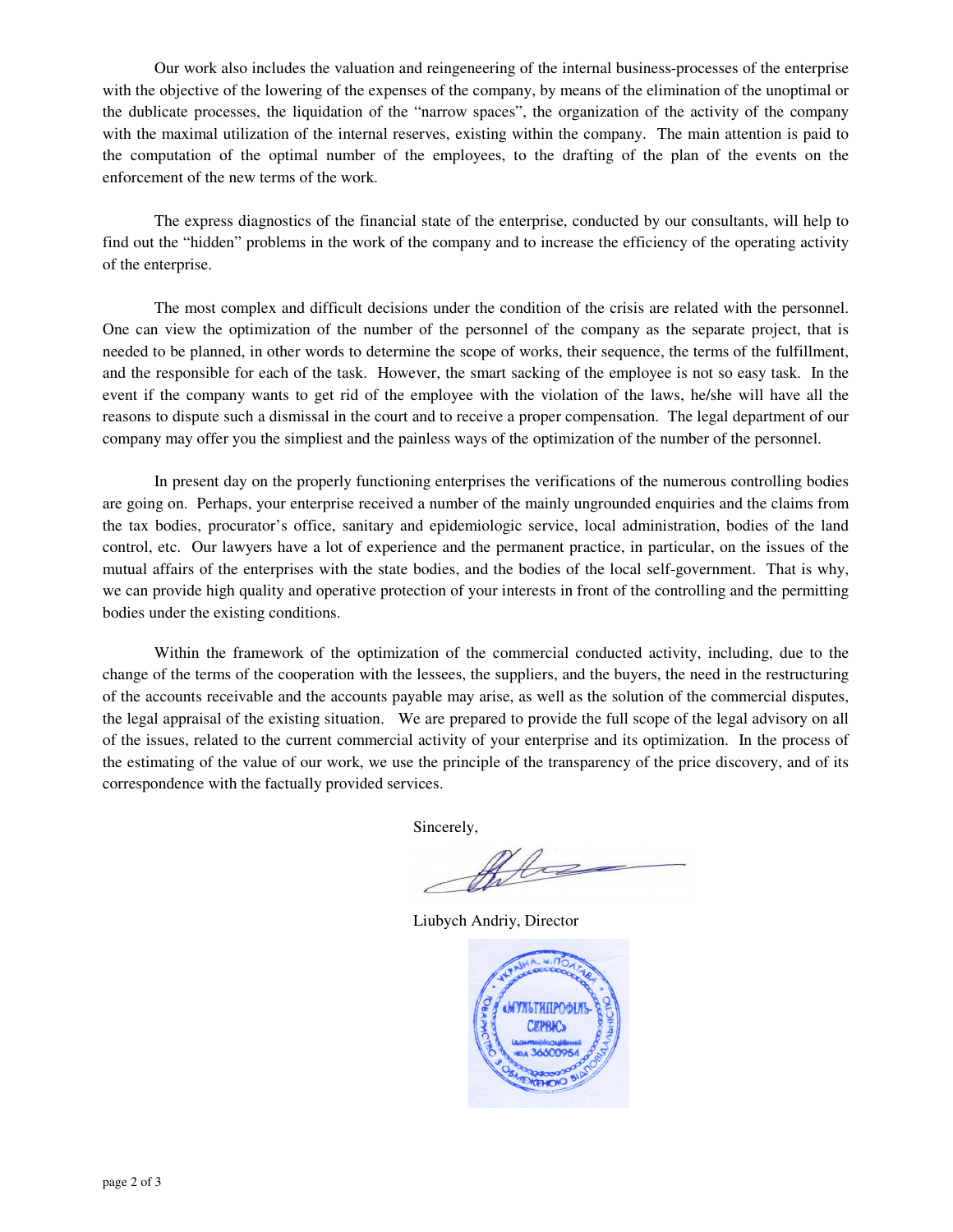Our work also includes the valuation and reingeneering of the internal business-processes of the enterprise with the objective of the lowering of the expenses of the company, by means of the elimination of the unoptimal or the dublicate processes, the liquidation of the "narrow spaces", the organization of the activity of the company with the maximal utilization of the internal reserves, existing within the company. The main attention is paid to the computation of the optimal number of the employees, to the drafting of the plan of the events on the enforcement of the new terms of the work.

The express diagnostics of the financial state of the enterprise, conducted by our consultants, will help to find out the "hidden" problems in the work of the company and to increase the efficiency of the operating activity of the enterprise.

The most complex and difficult decisions under the condition of the crisis are related with the personnel. One can view the optimization of the number of the personnel of the company as the separate project, that is needed to be planned, in other words to determine the scope of works, their sequence, the terms of the fulfillment, and the responsible for each of the task. However, the smart sacking of the employee is not so easy task. In the event if the company wants to get rid of the employee with the violation of the laws, he/she will have all the reasons to dispute such a dismissal in the court and to receive a proper compensation. The legal department of our company may offer you the simpliest and the painless ways of the optimization of the number of the personnel.

In present day on the properly functioning enterprises the verifications of the numerous controlling bodies are going on. Perhaps, your enterprise received a number of the mainly ungrounded enquiries and the claims from the tax bodies, procurator's office, sanitary and epidemiologic service, local administration, bodies of the land control, etc. Our lawyers have a lot of experience and the permanent practice, in particular, on the issues of the mutual affairs of the enterprises with the state bodies, and the bodies of the local self-government. That is why, we can provide high quality and operative protection of your interests in front of the controlling and the permitting bodies under the existing conditions.

Within the framework of the optimization of the commercial conducted activity, including, due to the change of the terms of the cooperation with the lessees, the suppliers, and the buyers, the need in the restructuring of the accounts receivable and the accounts payable may arise, as well as the solution of the commercial disputes, the legal appraisal of the existing situation. We are prepared to provide the full scope of the legal advisory on all of the issues, related to the current commercial activity of your enterprise and its optimization. In the process of the estimating of the value of our work, we use the principle of the transparency of the price discovery, and of its correspondence with the factually provided services.

Sincerely,

Liubych Andriy, Director

УКРАЇНА, м. ПОЛТАВА
«МУЛЬТИПРОФІЛЬ-СЕРВІС»
ідентифікаційний код 36600954
ТОВАРИСТВО З ОБМЕЖЕНОЮ ВІДПОВІДАЛЬНІСТЮ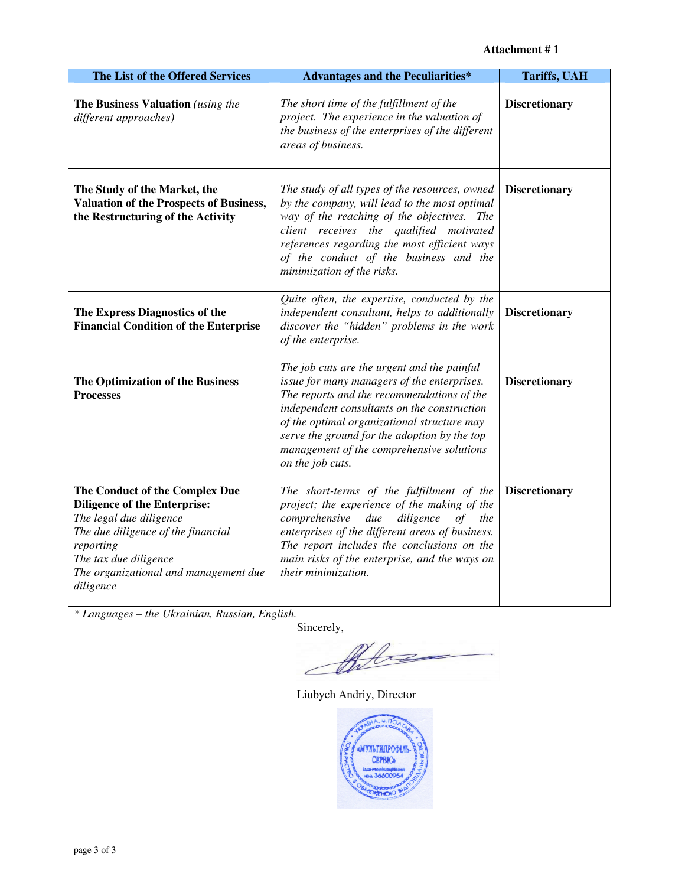**Attachment # 1**

| The List of the Offered Services | Advantages and the Peculiarities* | Tariffs, UAH |
|---|---|---|
| **The Business Valuation** *(using the different approaches)* | *The short time of the fulfillment of the project. The experience in the valuation of the business of the enterprises of the different areas of business.* | **Discretionary** |
| **The Study of the Market, the Valuation of the Prospects of Business, the Restructuring of the Activity** | *The study of all types of the resources, owned by the company, will lead to the most optimal way of the reaching of the objectives. The client receives the qualified motivated references regarding the most efficient ways of the conduct of the business and the minimization of the risks.* | **Discretionary** |
| **The Express Diagnostics of the Financial Condition of the Enterprise** | *Quite often, the expertise, conducted by the independent consultant, helps to additionally discover the "hidden" problems in the work of the enterprise.* | **Discretionary** |
| **The Optimization of the Business Processes** | *The job cuts are the urgent and the painful issue for many managers of the enterprises. The reports and the recommendations of the independent consultants on the construction of the optimal organizational structure may serve the ground for the adoption by the top management of the comprehensive solutions on the job cuts.* | **Discretionary** |
| **The Conduct of the Complex Due Diligence of the Enterprise:** *The legal due diligence* *The due diligence of the financial reporting* *The tax due diligence* *The organizational and management due diligence* | *The short-terms of the fulfillment of the project; the experience of the making of the comprehensive due diligence of the enterprises of the different areas of business. The report includes the conclusions on the main risks of the enterprise, and the ways on their minimization.* | **Discretionary** |

*\* Languages – the Ukrainian, Russian, English.*

Sincerely,

Liubych Andriy, Director

«МУЛЬТИПРОФІЛЬ-СЕРВІС»